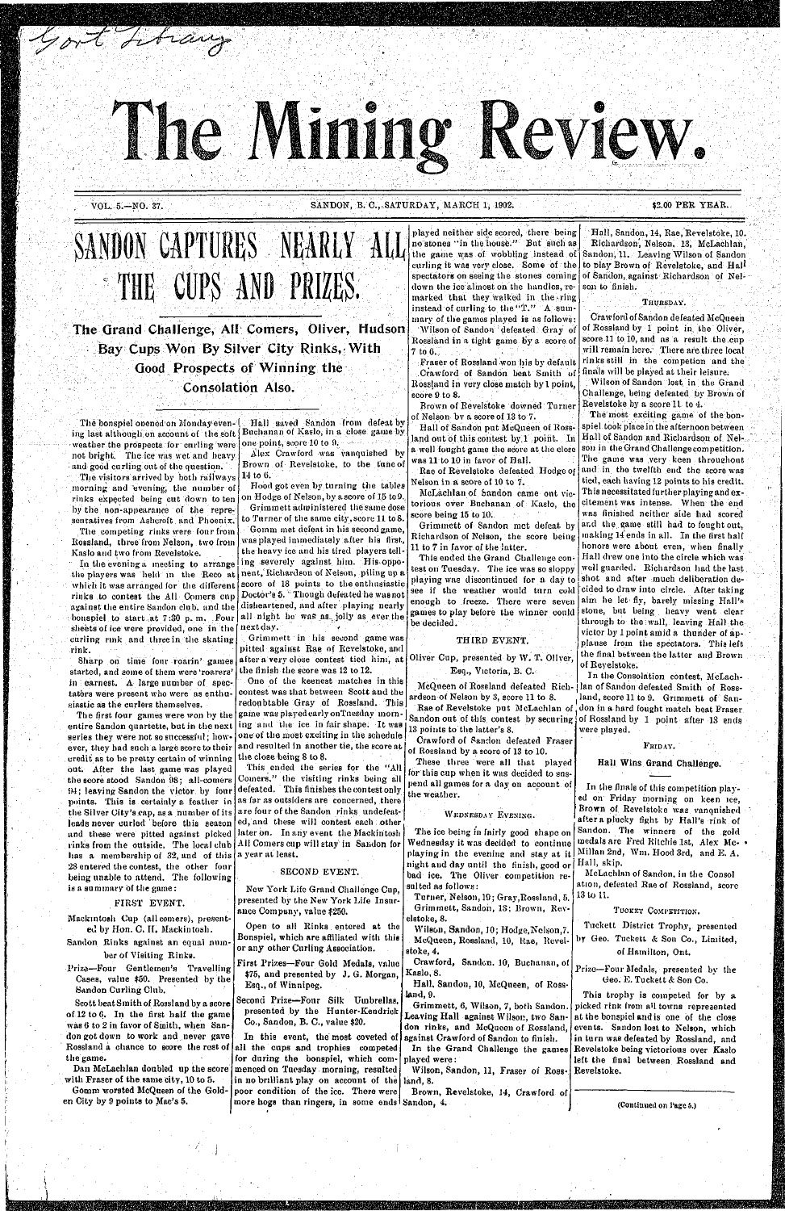Gov't Library

# The Mining Review.

VOL. 5.—NO. 37. SANDON, B. C., SATURDAY, MARCH 1, 1902. $2.00 PER YEAR.

# SANDON CAPTURES NEARLY ALL THE CUPS AND PRIZES.

## The Grand Challenge, All Comers, Oliver, Hudson Bay Cups Won By Silver City Rinks, With Good Prospects of Winning the Consolation Also.

The bonspiel opened on Monday evening last although on account of the soft weather the prospects for curling were not bright. The ice was wet and heavy and good curling out of the question.

The visitors arrived by both railways morning and evening, the number of rinks expected being cut down to ten by the non-appearance of the representatives from Ashcroft and Phoenix.

The competing rinks were four from Rossland, three from Nelson, two from Kaslo and two from Revelstoke.

In the evening a meeting to arrange the players was held in the Reco at which it was arranged for the different rinks to contest the All Comers cup against the entire Sandon club, and the bonspiel to start at 7:30 p. m. Four sheets of ice were provided, one in the curling rink and three in the skating rink.

Sharp on time four roarin' games started, and some of them were 'roarers' in earnest. A large number of spectators were present who were as enthusiastic as the curlers themselves.

The first four games were won by the entire Sandon quartette, but in the next series they were not so successful; however, they had such a large score to their credit as to be pretty certain of winning out. After the last game was played the score stood Sandon 98; all-comers 94; leaving Sandon the victor by four points. This is certainly a feather in the Silver City's cap, as a number of its leads never curled before this season and these were pitted against picked rinks from the outside. The local club has a membership of 32, and of this 28 entered the contest, the other four being unable to attend. The following is a summary of the game:

### FIRST EVENT.

Mackintosh Cup (all comers), presented by Hon. C. H. Mackintosh.

Sandon Rinks against an equal number of Visiting Rinks.

Prize—Four Gentlemen's Travelling Cases, value $50. Presented by the Sandon Curling Club.

Scott beat Smith of Rossland by a score of 12 to 6. In the first half the game was 6 to 2 in favor of Smith, when Sandon got down to work and never gave Rossland a chance to score the rest of the game.

Dan McLachlan doubled up the score with Fraser of the same city, 10 to 5.

Gomm worsted McQueen of the Golden City by 9 points to Mac's 5.

Hall saved Sandon from defeat by Buchanan of Kaslo, in a close game by one point, score 10 to 9.

Alex Crawford was vanquished by Brown of Revelstoke, to the tune of 14 to 6.

Hood got even by turning the tables on Hodge of Nelson, by a score of 15 to 9.

Grimmett administered the same dose to Turner of the same city, score 11 to 8.

Gomm met defeat in his second game, was played immediately after his first, the heavy ice and his tired players telling severely against him. His opponent, Richardson of Nelson, piling up a score of 18 points to the enthusiastic Doctor's 5. Though defeated he was not disheartened, and after playing nearly all night he was as jolly as ever the next day.

Grimmett in his second game was pitted against Rae of Revelstoke, and after a very close contest tied him, at the finish the score was 12 to 12.

One of the keenest matches in this contest was that between Scott and the redoubtable Gray of Rossland. This game was played early on Tuesday morning and the ice in fair shape. It was one of the most exciting in the schedule and resulted in another tie, the score at the close being 8 to 8.

This ended the series for the "All Comers," the visiting rinks being all defeated. This finishes the contest only as far as outsiders are concerned, there are four of the Sandon rinks undefeated, and these will contest each other later on. In any event the Mackintosh All Comers cup will stay in Sandon for a year at least.

### SECOND EVENT.

New York Life Grand Challenge Cup, presented by the New York Life Insurance Company, value $250.

Open to all Rinks entered at the Bonspiel, which are affiliated with this or any other Curling Association.

First Prizes—Four Gold Medals, value $75, and presented by J. G. Morgan, Esq., of Winnipeg.

Second Prize—Four Silk Umbrellas, presented by the Hunter-Kendrick Co., Sandon, B. C., value $20.

In this event, the most coveted of all the cups and trophies competed for during the bonspiel, which commenced on Tuesday morning, resulted in no brilliant play on account of the poor condition of the ice. There were more hogs than ringers, in some ends played neither side scored, there being no stones "in the house." But such as the game was of wobbling instead of curling it was very close. Some of the spectators on seeing the stones coming down the ice almost on the handles, remarked that they walked in the ring instead of curling to the "T." A summary of the games played is as follows:

Wilson of Sandon defeated Gray of Rossland in a tight game by a score of 7 to 6.

Fraser of Rossland won his by default.

Crawford of Sandon beat Smith of Rossland in very close match by 1 point, score 9 to 8.

Brown of Revelstoke downed Turner of Nelson by a score of 13 to 7.

Hall of Sandon put McQueen of Rossland out of this contest by 1 point. In a well fought game the score at the close was 11 to 10 in favor of Hall.

Rae of Revelstoke defeated Hodge of Nelson in a score of 10 to 7.

McLachlan of Sandon came out victorious over Buchanan of Kaslo, the score being 15 to 10.

Grimmett of Sandon met defeat by Richardson of Nelson, the score being 11 to 7 in favor of the latter.

This ended the Grand Challenge contest on Tuesday. The ice was so sloppy playing was discontinued for a day to see if the weather would turn cold enough to freeze. There were seven games to play before the winner could be decided.

### THIRD EVENT.

Oliver Cup, presented by W. T. Oliver, Esq., Victoria, B. C.

McQueen of Rossland defeated Richardson of Nelson by 3, score 11 to 8.

Rae of Revelstoke put McLachlan of Sandon out of this contest by securing 13 points to the latter's 8.

Crawford of Sandon defeated Fraser of Rossland by a score of 13 to 10.

These three were all that played for this cup when it was decided to suspend all games for a day on account of the weather.

#### WEDNESDAY EVENING.

The ice being in fairly good shape on Wednesday it was decided to continue playing in the evening and stay at it night and day until the finish, good or bad ice. The Oliver competition resulted as follows:

Turner, Nelson, 19; Gray, Rossland, 5.

Grimmett, Sandon, 13; Brown, Revelstoke, 8.

Wilson, Sandon, 10; Hodge, Nelson, 7.

McQueen, Rossland, 10, Rae, Revelstoke, 4.

Crawford, Sandon, 10, Buchanan, of Kaslo, 8.

Hall, Sandon, 10, McQueen, of Rossland, 9.

Grimmett, 6, Wilson, 7, both Sandon. Leaving Hall against Wilson, two Sandon rinks, and McQueen of Rossland, against Crawford of Sandon to finish.

In the Grand Challenge the games played were:

Wilson, Sandon, 11, Fraser of Rossland, 8.

Brown, Revelstoke, 14, Crawford of Sandon, 4.

Hall, Sandon, 14, Rae, Revelstoke, 10.

Richardson, Nelson, 13, McLachlan, Sandon, 11. Leaving Wilson of Sandon to play Brown of Revelstoke, and Hall of Sandon, against Richardson of Nelson to finish.

#### THURSDAY.

Crawford of Sandon defeated McQueen of Rossland by 1 point in the Oliver, score 11 to 10, and as a result the cup will remain here. There are three local rinks still in the competion and the finals will be played at their leisure.

Wilson of Sandon lost in the Grand Challenge, being defeated by Brown of Revelstoke by a score 11 to 4.

The most exciting game of the bonspiel took place in the afternoon between Hall of Sandon and Richardson of Nelson in the Grand Challenge competition. The game was very keen throughout and in the twelfth end the score was tied, each having 12 points to his credit. This necessitated further playing and excitement was intense. When the end was finished neither side had scored and the game still had to fought out, making 14 ends in all. In the first half honors were about even, when finally Hall drew one into the circle which was well guarded. Richardson had the last shot and after much deliberation decided to draw into circle. After taking aim he let fly, barely missing Hall's stone, but being heavy went clear through to the wall, leaving Hall the victor by 1 point amid a thunder of applause from the spectators. This left the final between the latter and Brown of Revelstoke.

In the Consolation contest, McLachlan of Sandon defeated Smith of Rossland, score 11 to 9. Grimmett of Sandon in a hard fought match beat Fraser of Rossland by 1 point after 13 ends were played.

#### FRIDAY.

### Hall Wins Grand Challenge.

In the finals of this competition played on Friday morning on keen ice, Brown of Revelstoke was vanquished after a plucky fight by Hall's rink of Sandon. The winners of the gold medals are Fred Ritchie 1st, Alex McMillan 2nd, Wm. Hood 3rd, and E. A. Hall, skip.

McLachlan of Sandon, in the Consolation, defeated Rae of Rossland, score 13 to 11.

#### TUCKET COMPETITION.

Tuckett District Trophy, presented by Geo. Tuckett & Son Co., Limited, of Hamilton, Ont.

Prize—Four Medals, presented by the Geo. E. Tuckett & Son Co.

This trophy is competed for by a picked rink from all towns represented at the bonspiel and is one of the close events. Sandon lost to Nelson, which in turn was defeated by Rossland, and Revelstoke being victorious over Kaslo left the final between Rossland and Revelstoke.

(Continued on Page 5.)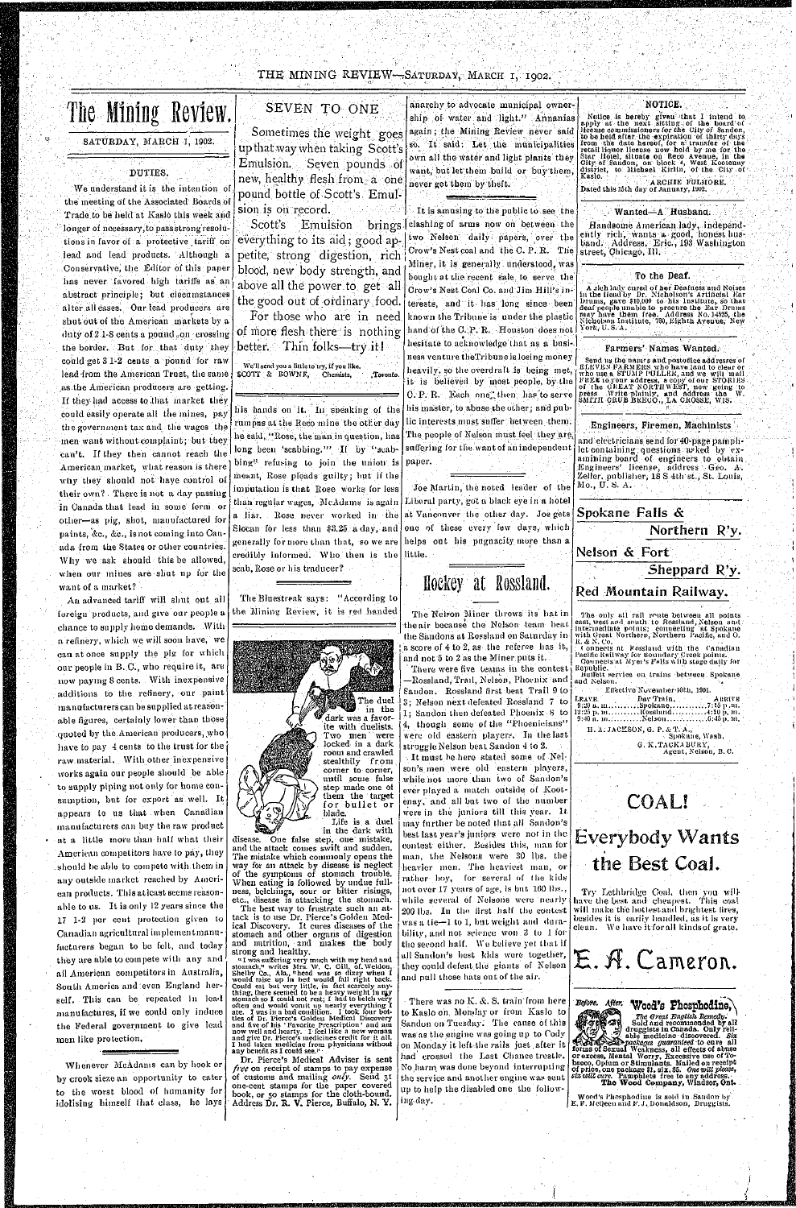# The Mining Review.

SATURDAY, MARCH 1, 1902.

### DUTIES.

We understand it is the intention of the meeting of the Associated Boards of Trade to be held at Kaslo this week and longer of necessary, to pass strong resolutions in favor of a protective tariff on lead and lead products. Although a Conservative, the Editor of this paper has never favored high tariffs as an abstract principle; but circumstances alter all cases. Our lead producers are shut out of the American markets by a duty of 2 1-8 cents a pound on crossing the border. But for that duty they could get 3 1-2 cents a pound for raw lead from the American Trust, the same as the American producers are getting. If they had access to that market they could easily operate all the mines, pay the government tax and the wages the men want without complaint; but they can't. If they then cannot reach the American market, what reason is there why they should not have control of their own? There is not a day passing in Canada that lead in some form or other—as pig, shot, manufactured for paints, &c., &c., is not coming into Canada from the States or other countries. Why we ask should this be allowed, when our mines are shut up for the want of a market?

An advanced tariff will shut out all foreign products, and give our people a chance to supply home demands. With a refinery, which we will soon have, we can at once supply the pig for which our people in B. C., who require it, are now paying 8 cents. With inexpensive additions to the refinery, our paint manufacturers can be supplied at reasonable figures, certainly lower than those quoted by the American producers, who have to pay 4 cents to the trust for the raw material. With other inexpensive works again our people should be able to supply piping not only for home consumption, but for export as well. It appears to us that when Canadian manufacturers can buy the raw product at a little more than half what their American competitors have to pay, they should be able to compete with them in any outside market reached by American products. This at least seems reasonable to us. It is only 12 years since the 17 1-2 per cent protection given to Canadian agricultural implement manufacturers began to be felt, and today they are able to compete with any and all American competitors in Australia, South America and even England herself. This can be repeated in lead manufactures, if we could only induce the Federal government to give lead men like protection.

Whenever McAdams can by hook or by crook sieze an opportunity to cater to the worst blood of humanity for idolising himself that class, he lays his hands on it. In speaking of the rumpus at the Reco mine the other day he said, "Rose, the man in question, has long been 'scabbing.'" If by "scabbing" refusing to join the union is meant, Rose pleads guilty; but if the imputation is that Rose works for less than regular wages, McAdams is again a liar. Rose never worked in the Slocan for less than $3.25 a day, and generally for more than that, so we are credibly informed. Who then is the scab, Rose or his traducer?

The Bluestreak says: "According to the Mining Review, it is red handed anarchy to advocate municipal ownership of water and light." Annanias again; the Mining Review never said so. It said: Let the municipalities own all the water and light plants they want, but let them build or buy them, never get them by theft.

It is amusing to the public to see the clashing of arms now on between the two Nelson daily papers, over the Crow's Nest coal and the C. P. R. The Miner, it is generally understood, was bought at the recent sale to serve the Crow's Nest Coal Co. and Jim Hill's interests, and it has long since been known the Tribune is under the plastic hand of the C. P. R. Houston does not hesitate to acknowledge that as a business venture the Tribune is losing money heavily, so the overdraft is being met, it is believed by most people, by the C. P. R. Each one, then has to serve his master, to abuse the other; and public interests must suffer between them. The people of Nelson must feel they are suffering for the want of an independent paper.

Joe Martin, the noted leader of the Liberal party, got a black eye in a hotel at Vancouver the other day. Joe gets one of these every few days, which helps out his pugnacity more than a little.

## Hockey at Rossland.

The Nelson Miner throws its hat in the air because the Nelson team beat the Sandons at Rossland on Saturday in a score of 4 to 2, as the referee has it, and not 5 to 2 as the Miner puts it.

There were five teams in the contest—Rossland, Trail, Nelson, Phoenix and Sandon. Rossland first beat Trail 9 to 3; Nelson next defeated Rossland 7 to 1; Sandon then defeated Phoenix 8 to 4, though some of the "Phoenicians" were old eastern players. In the last struggle Nelson beat Sandon 4 to 2.

It must be here stated some of Nelson's men were old eastern players, while not more than two of Sandon's ever played a match outside of Kootenay, and all but two of the number were in the juniors till this year. It may further be noted that all Sandon's best last year's juniors were not in the contest either. Besides this, man for man, the Nelsons were 30 lbs. the heavier men. The heaviest man, or rather boy, for several of the kids not over 17 years of age, is but 160 lbs., while several of Nelsons were nearly 200 lbs. In the first half the contest was a tie—1 to 1, but weight and durability, and not science won 3 to 1 for the second half. We believe yet that if all Sandon's best kids were together, they could defeat the giants of Nelson and pull those hats out of the air.

There was no K. & S. train from here to Kaslo on Monday or from Kaslo to Sandon on Tuesday. The cause of this was as the engine was going up to Cody on Monday it left the rails just after it had crossed the Last Chance trestle. No harm was done beyond interrupting the service and another engine was sent up to help the disabled one the following day.

### SEVEN TO ONE

Sometimes the weight goes up that way when taking Scott's Emulsion. Seven pounds of new, healthy flesh from a one pound bottle of Scott's Emulsion is on record.

Scott's Emulsion brings everything to its aid; good appetite, strong digestion, rich blood, new body strength, and above all the power to get all the good out of ordinary food.

For those who are in need of more flesh there is nothing better. Thin folks—try it!

We'll send you a little to try, if you like. SCOTT & BOWNE, Chemists, Toronto.

The duel in the dark was a favorite with duelists. Two men were locked in a dark room and crawled stealthily from corner to corner, until some false step made one of them the target for bullet or blade.

Life is a duel in the dark with disease. One false step, one mistake, and the attack comes swift and sudden. The mistake which commonly opens the way for an attack by disease is neglect of the symptoms of stomach trouble. When eating is followed by undue fullness, belchings, sour or bitter risings, etc., disease is attacking the stomach.

The best way to frustrate such an attack is to use Dr. Pierce's Golden Medical Discovery. It cures diseases of the stomach and other organs of digestion and nutrition, and makes the body strong and healthy.

"I was suffering very much with my head and stomach," writes Mrs. W. C. Gill, of Weldon, Shelby Co., Ala., "head was so dizzy when I would raise up in bed would fall right back. Could eat but very little, in fact scarcely anything, there seemed to be a heavy weight in my stomach so I could not rest; I had to belch very often and would vomit up nearly everything I ate. I was in a bad condition. I took four bottles of Dr. Pierce's Golden Medical Discovery and five of his 'Favorite Prescription' and am now well and hearty. I feel like a new woman and give Dr. Pierce's medicines credit for it all. I had taken medicine from physicians without any benefit as I could see."

Dr. Pierce's Medical Adviser is sent *free* on receipt of stamps to pay expense of customs and mailing *only*. Send 31 one-cent stamps for the paper covered book, or 50 stamps for the cloth-bound. Address Dr. R. V. Pierce, Buffalo, N. Y.

### NOTICE.

Notice is hereby given that I intend to apply at the next sitting of the board of license commissioners for the City of Sandon, to be held after the expiration of thirty days from the date hereof, for a transfer of the retail liquor license now held by me for the Star Hotel, situate on Reco Avenue, in the City of Sandon, on block 4, West Kootenay district, to Michael Kirlin, of the City of Kaslo.

ARCHIE FULMORE.

Dated this 15th day of January, 1902.

### Wanted—A Husband.

Handsome American lady, independently rich, wants a good, honest husband. Address, Eric., 193 Washington street, Chicago, Ill.

### To the Deaf.

A rich lady cured of her Deafness and Noises in the Head by Dr. Nicholson's Artificial Ear Drums, gave $10,000 to his Institute, so that deaf people unable to procure the Ear Drums may have them free. Address No. 14525, the Nicholson Institute, 780, Eighth Avenue, New York, U. S. A.

### Farmers' Names Wanted.

Send us the names and postoffice addresses of ELEVEN FARMERS who have land to clear or who use a STUMP PULLER, and we will mail FREE to your address, a copy of our STORIES of the GREAT NORTHWEST, now going to press. Write plainly, and address the W. SMITH GRUB BRECO., LA CROSSE, WIS.

### Engineers, Firemen, Machinists

and electricians send for 40-page pamphlet containing questions asked by examining board of engineers to obtain Engineers' license, address Geo. A. Zeller, publisher, 18 S 4th st., St. Louis, Mo., U. S. A.

## Spokane Falls & Northern R'y.

## Nelson & Fort Sheppard R'y.

## Red Mountain Railway.

The only all rail route between all points east, west and south to Rossland, Nelson and intermediate points; connecting at Spokane with Great Northern, Northern Pacific, and O. R. & N. Co.

Connects at Rossland with the Canadian Pacific Railway for Boundary Creek points.

Connects at Myer's Falls with stage daily for Republic.

Buffet service on trains between Spokane and Nelson.

Effective November 10th, 1901.

| LEAVE | Day Train. | ARRIVE |
|---|---|---|
| 9:20 a. m. | Spokane | 7:15 p. m. |
| 12:25 p. m. | Rossland | 4:10 p. m. |
| 9:40 a. m. | Nelson | 6:45 p. m. |

H. A. JACKSON, G. P. & T. A., Spokane, Wash.

G. K. TACKABURY, Agent, Nelson, B. C.

## COAL!

## Everybody Wants the Best Coal.

Try Lethbridge Coal, then you will have the best and cheapest. This coal will make the hottest and brightest fires, besides it is easily handled, as it is very clean. We have it for all kinds of grate.

## E. A. Cameron.

### Wood's Phosphodine,

*The Great English Remedy.* Sold and recommended by all druggists in Canada. Only reliable medicine discovered. *Six packages guaranteed* to cure all forms of Sexual Weakness, all effects of abuse or excess, Mental Worry, Excessive use of Tobacco, Opium or Stimulants. Mailed on receipt of price, one package $1, six, $5. *One will please, six will cure.* Pamphlets free to any address. **The Wood Company, Windsor, Ont.**

Wood's Phosphodine is sold in Sandon by F. F. McQueen and F. J. Donaldson, Druggists.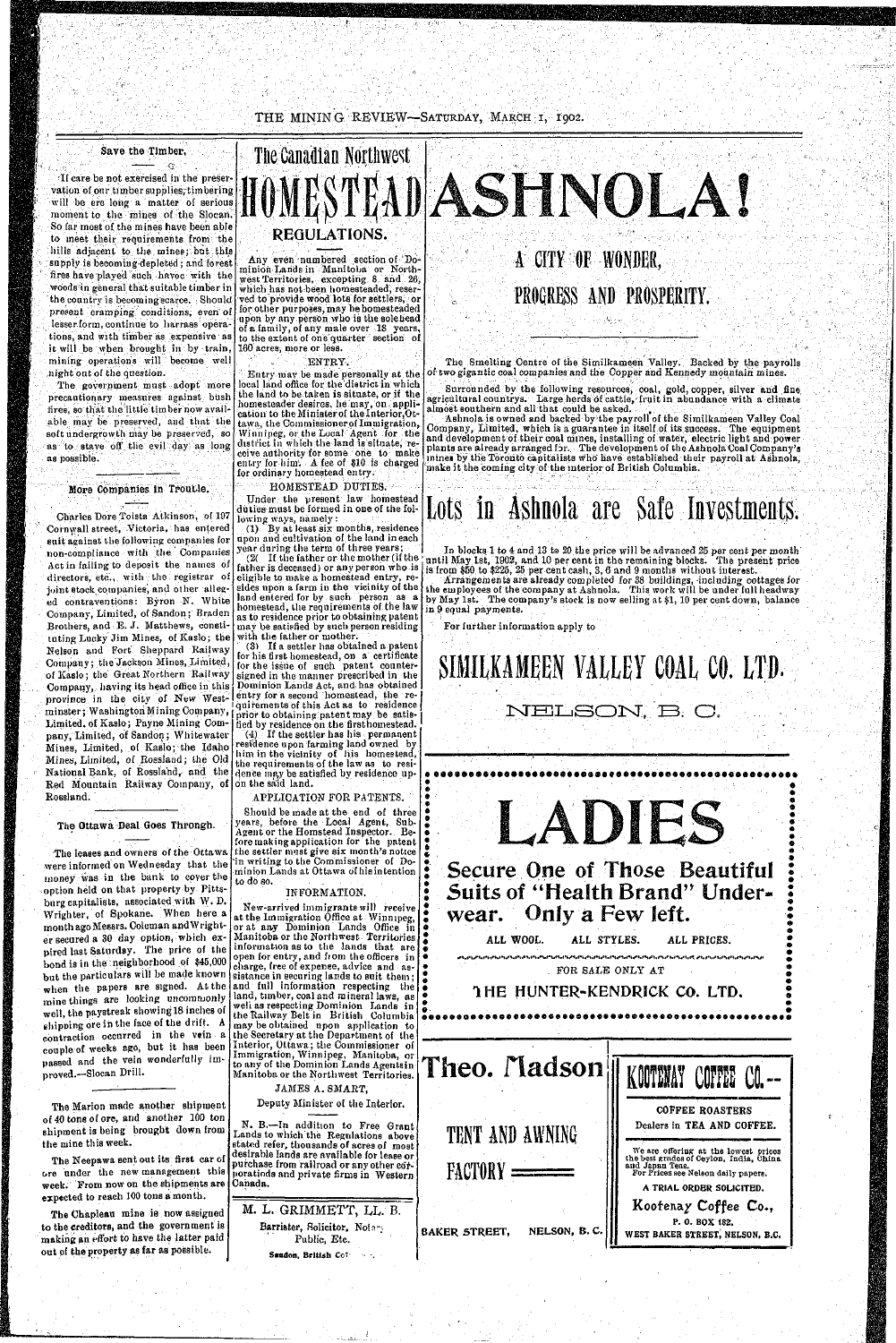## Save the Timber.

If care be not exercised in the preservation of our timber supplies, timbering will be ere long a matter of serious moment to the mines of the Slocan. So far most of the mines have been able to meet their requirements from the hills adjacent to the mines; but this supply is becoming depleted; and forest fires have played such havoc with the woods in general that suitable timber in the country is becoming scarce. Should present cramping conditions, even of lesser form, continue to harrass operations, and with timber as expensive as it will be when brought in by train, mining operations will become well night out of the question.

The government must adopt more precautionary measures against bush fires, so that the little timber now available may be preserved, and that the soft undergrowth may be preserved, so as to stave off the evil day as long as possible.

## More Companies in Trouble.

Charles Dore Toista Atkinson, of 107 Cornwall street, Victoria, has entered suit against the following companies for non-compliance with the Companies Act in failing to deposit the names of directors, etc., with the registrar of joint stock companies, and other alleged contraventions: Byron N. White Company, Limited, of Sandon; Braden Brothers, and E. J. Matthews, constituting Lucky Jim Mines, of Kaslo; the Nelson and Fort Sheppard Railway Company; the Jackson Mines, Limited, of Kaslo; the Great Northern Railway Company, having its head office in this province in the city of New Westminster; Washington Mining Company, Limited, of Kaslo; Payne Mining Company, Limited, of Sandon; Whitewater Mines, Limited, of Kaslo; the Idaho Mines, Limited, of Rossland; the Old National Bank, of Rossland, and the Red Mountain Railway Company, of Rossland.

## The Ottawa Deal Goes Through.

The leases and owners of the Ottawa were informed on Wednesday that the money was in the bank to cover the option held on that property by Pittsburg capitalists, associated with W. D. Wrighter, of Spokane. When here a month ago Messrs. Coleman and Wrighter secured a 30 day option, which expired last Saturday. The price of the bond is in the neighborhood of $45,000 but the particulars will be made known when the papers are signed. At the mine things are looking uncommonly well, the paystreak showing 18 inches of shipping ore in the face of the drift. A contraction occurred in the vein a couple of weeks ago, but it has been passed and the vein wonderfully improved.—Slocan Drill.

The Marion made another shipment of 40 tons of ore, and another 100 ton shipment is being brought down from the mine this week.

The Neepawa sent out its first car of ore under the new management this week. From now on the shipments are expected to reach 100 tons a month.

The Chapleau mine is now assigned to the creditors, and the government is making an effort to have the latter paid out of the property as far as possible.

# The Canadian Northwest HOMESTEAD REGULATIONS.

Any even numbered section of Dominion Lands in Manitoba or Northwest Territories, excepting 8 and 26, which has not been homesteaded, reserved to provide wood lots for settlers, or for other purposes, may be homesteaded upon by any person who is the sole head of a family, of any male over 18 years, to the extent of one quarter section of 160 acres, more or less.

ENTRY.

Entry may be made personally at the local land office for the district in which the land to be taken is situate, or if the homesteader desires, he may, on application to the Minister of the Interior, Ottawa, the Commissioner of Immigration, Winnipeg, or the Local Agent for the district in which the land is situate, receive authority for some one to make entry for him. A fee of $10 is charged for ordinary homestead entry.

HOMESTEAD DUTIES.

Under the present law homestead duties must be formed in one of the following ways, namely:

(1) By at least six months, residence upon and cultivation of the land in each year during the term of three years;

(2) If the father or the mother (if the father is deceased) or any person who is eligible to make a homestead entry, resides upon a farm in the vicinity of the land entered for by such person as a homestead, the requirements of the law as to residence prior to obtaining patent may be satisfied by such person residing with the father or mother.

(3) If a settler has obtained a patent for his first homestead, on a certificate for the issue of such patent countersigned in the manner prescribed in the Dominion Lands Act, and has obtained entry for a second homestead, the requirements of this Act as to residence prior to obtaining patent may be satisfied by residence on the first homestead.

(4) If the settler has his permanent residence upon farming land owned by him in the vicinity of his homestead, the requirements of the law as to residence may be satisfied by residence upon the said land.

APPLICATION FOR PATENTS.

Should be made at the end of three years, before the Local Agent, Sub-Agent or the Homestead Inspector. Before making application for the patent the settler must give six month's notice in writing to the Commissioner of Dominion Lands at Ottawa of his intention to do so.

INFORMATION.

New-arrived immigrants will receive at the Immigration Office at Winnipeg, or at any Dominion Lands Office in Manitoba or the Northwest Territories information as to the lands that are open for entry, and from the officers in charge, free of expense, advice and assistance in securing lands to suit them; and full information respecting the land, timber, coal and mineral laws, as well as respecting Dominion Lands in the Railway Belt in British Columbia may be obtained upon application to the Secretary at the Department of the Interior, Ottawa; the Commissioner of Immigration, Winnipeg, Manitoba, or to any of the Dominion Lands Agents in Manitoba or the Northwest Territories.

JAMES A. SMART,
Deputy Minister of the Interior.

N. B.—In addition to Free Grant Lands to which the Regulations above stated refer, thousands of acres of most desirable lands are available for lease or purchase from railroad or any other corporations and private firms in Western Canada.

---

M. L. GRIMMETT, LL. B.
Barrister, Solicitor, Notary Public, Etc.
Sandon, British Col

---

# ASHNOLA!

## A CITY OF WONDER, PROGRESS AND PROSPERITY.

The Smelting Centre of the Similkameen Valley. Backed by the payrolls of two gigantic coal companies and the Copper and Kennedy mountain mines.

Surrounded by the following resources, coal, gold, copper, silver and fine agricultural countrys. Large herds of cattle, fruit in abundance with a climate almost southern and all that could be asked.

Ashnola is owned and backed by the payroll of the Similkameen Valley Coal Company, Limited, which is a guarantee in itself of its success. The equipment and development of their coal mines, installing of water, electric light and power plants are already arranged for. The development of the Ashnola Coal Company's mines by the Toronto capitalists who have established their payroll at Ashnola, make it the coming city of the interior of British Columbia.

## Lots in Ashnola are Safe Investments.

In blocks 1 to 4 and 13 to 20 the price will be advanced 25 per cent per month until May 1st, 1902, and 10 per cent in the remaining blocks. The present price is from $50 to $225, 25 per cent cash, 3, 6 and 9 months without interest.

Arrangements are already completed for 38 buildings, including cottages for the employees of the company at Ashnola. This work will be under full headway by May 1st. The company's stock is now selling at $1, 10 per cent down, balance in 9 equal payments.

For further information apply to

## SIMILKAMEEN VALLEY COAL CO. LTD.

NELSON, B. C.

---

# LADIES

**Secure One of Those Beautiful Suits of "Health Brand" Underwear. Only a Few left.**

ALL WOOL. ALL STYLES. ALL PRICES.

FOR SALE ONLY AT

THE HUNTER-KENDRICK CO. LTD.

---

# Theo. Madson

TENT AND AWNING FACTORY

BAKER STREET, NELSON, B. C.

---

# KOOTENAY COFFEE CO.

COFFEE ROASTERS

Dealers in TEA AND COFFEE.

We are offering at the lowest prices the best grades of Ceylon, India, China and Japan Teas. For Prices see Nelson daily papers.

A TRIAL ORDER SOLICITED.

Kootenay Coffee Co.,
P. O. BOX 182.
WEST BAKER STREET, NELSON, B.C.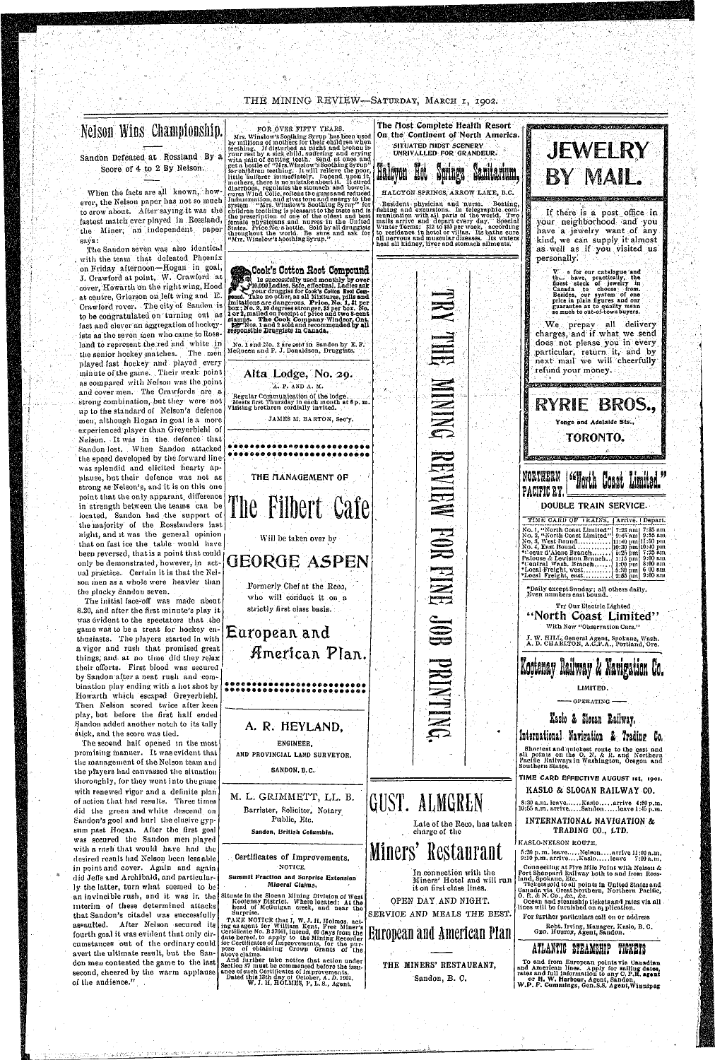## Nelson Wins Championship.

### Sandon Defeated at Rossland By a Score of 4 to 2 By Nelson.

When the facts are all known, however, the Nelson paper has not so much to crow about. After saying it was the fastest match ever played in Rossland, the Miner, an independent paper says:

The Sandon seven was also identical with the team that defeated Phoenix on Friday afternoon—Hogan in goal, J. Crawford at point, W. Crawford at cover, Howarth on the right wing, Hood at centre, Grierson on left wing and E. Crawford rover. The city of Sandon is to be congratulated on turning out as fast and clever an aggregation of hockeyists as the seven men who came to Rossland to represent the red and white in the senior hockey matches. The men played fast hockey and played every minute of the game. Their weak point as compared with Nelson was the point and cover men. The Crawfords are a strong combination, but they were not up to the standard of Nelson's defence men, although Hogan in goal is a more experienced player than Greyerbiehl of Nelson. It was in the defence that Sandon lost. When Sandon attacked the speed developed by the forward line was splendid and elicited hearty applause, but their defence was not as strong as Nelson's, and it is on this one point that the only apparant difference in strength between the teams can be located. Sandon had the support of the majority of the Rosslanders last night, and it was the general opinion that on fast ice the table would have been reversed, that is a point that could only be demonstrated, however, in actual practice. Certain it is that the Nelson men as a whole were heavier than the plucky Sandon seven.

The initial face-off was made about 8.20, and after the first minute's play it was evident to the spectators that the game was to be a treat for hockey enthusiasts. The players started in with a vigor and rush that promised great things, and at no time did they relax their efforts. First blood was secured by Sandon after a neat rush and combination play ending with a hot shot by Howarth which escaped Greyerbiehl. Then Nelson scored twice after keen play, but before the first half ended Sandon added another notch to its tally stick, and the score was tied.

The second half opened in the most promising manner. It was evident that the management of the Nelson team and the players had canvassed the situation thoroughly, for they went into the game with renewed vigor and a definite plan of action that had results. Three times did the green and white descend on Sandon's gool and hurl the elusive gypsum past Hogan. After the first goal was scored the Sandon men played with a rush that would have had the desired result had Nelson been less able in point and cover. Again and again did Jeffs and Archibald, and particularly the latter, turn what seemed to be an invincible rush, and it was in the interim of these determined attacks that Sandon's citadel was successfully assaulted. After Nelson secured its fourth goal it was evident that only circumstances out of the ordinary could avert the ultimate result, but the Sandon men contested the game to the last second, cheered by the warm applause of the audience."

---

FOR OVER FIFTY YEARS.

Mrs. Winslow's Soothing Syrup has been used by millions of mothers for their children when teething. If disturbed at night and broken in your rest by a sick child, suffering and crying with pain of cutting teeth. Send at once and get a bottle of "Mrs. Winslow's Soothing Syrup" for children teething. It will relieve the poor, little sufferer immediately. Depend upon it, mothers, there is no mistake about it. It cures diarrhoea, regulates the stomach and bowels, cures Wind Colic, softens the gums and reduces inflammation, and gives tone and energy to the system. "Mrs. Winslow's Soothing Syrup" for children teething is pleasant to the taste and is the prescription of one of the oldest and best female physicians and nurses in the United States. Price 25c. a bottle. Sold by all druggists throughout the world. Be sure and ask for "Mrs. Winslow's Soothing Syrup."

---

**Cook's Cotton Root Compound**

Is successfully used monthly by over 10,000 Ladies. Safe, effectual. Ladies ask your druggist for Cook's Cotton Root Compound. Take no other, as all Mixtures, pills and imitations are dangerous. Price, No. 1, $1 per box; No. 2, 10 degrees stronger, $3 per box. No. 1 or 2, mailed on receipt of price and two 3-cent stamps. The Cook Company Windsor, Ont. Nos. 1 and 2 sold and recommended by all responsible Druggists in Canada.

No. 1 and No. 2 are sold in Sandon by E. F. McQueen and F. J. Donaldson, Druggists.

---

**Alta Lodge, No. 29.**

A. F. AND A. M.

Regular Communication of the lodge. Meets first Thursday in each month at 8 p. m. Visiting brethren cordially invited.

JAMES M. BARTON, Sec'y.

---

THE MANAGEMENT OF

# The Filbert Cafe

Will be taken over by

## GEORGE ASPEN

Formerly Chef at the Reco, who will conduct it on a strictly first class basis.

**European and American Plan.**

---

**A. R. HEYLAND,**

ENGINEER,

AND PROVINCIAL LAND SURVEYOR.

SANDON, B. C.

---

**M. L. GRIMMETT, LL. B.**

Barrister, Solicitor, Notary Public, Etc.

Sandon, British Columbia.

---

**Certificates of Improvements.**

NOTICE.

**Summit Fraction and Surprise Extension Mineral Claims,**

Situate in the Slocan Mining Division of West Kootenay District. Where located: At the head of McGuigan creek, and near the Surprise.

TAKE NOTICE that I, W. J. H. Holmes, acting as agent for William Kent, Free Miner's Certificate No. B 37561, intend, 60 days from the date hereof, to apply to the Mining Recorder for Certificates of Improvements, for the purpose of obtaining Crown Grants of the above claims.

And further take notice that action under Section 37 must be commenced before the issuance of such Certificates of Improvements.

Dated this 12th day of October, A. D. 1901.

W. J. H. HOLMES, P. L. S., Agent.

---

**The Most Complete Health Resort On the Continent of North America.**

SITUATED MIDST SCENERY UNRIVALLED FOR GRANDEUR.

## Halcyon Hot Springs Sanitarium,

HALCYON SPRINGS, ARROW LAKE, B.C.

Resident physician and nurse. Boating, fishing and excursions. In telegraphic communication with all parts of the world. Two mails arrive and depart every day. Special Winter Terms: $12 to $15 per week, according to residence in hotel or villas. Its baths cure all nervous and muscular diseases. Its waters heal all kidney, liver and stomach ailments.

---

**TRY THE MINING REVIEW FOR FINE JOB PRINTING.**

---

# GUST. ALMGREN

Late of the Reco, has taken charge of the

# Miners' Restaurant

In connection with the Miners' Hotel and will run it on first class lines.

OPEN DAY AND NIGHT.

SERVICE AND MEALS THE BEST.

## European and American Plan

THE MINERS' RESTAURANT,

Sandon, B. C.

---

# JEWELRY BY MAIL.

If there is a post office in your neighborhood and you have a jewelry want of any kind, we can supply it almost as well as if you visited us personally.

Ve e for our catalogue and the. have, practically, the finest stock of jewelry in Canada to choose from. Besides, our system of one price in plain figures and our guarantee as to quality mean so much to out-of-town buyers.

We prepay all delivery charges, and if what we send does not please you in every particular, return it, and by next mail we will cheerfully refund your money.

## RYRIE BROS.,

Yonge and Adelaide Sts.,

**TORONTO.**

---

## NORTHERN PACIFIC RY. "North Coast Limited."

DOUBLE TRAIN SERVICE.

| TIME CARD OF TRAINS, | Arrive. | Depart. |
|---|---|---|
| No. 1, "North Coast Limited" | 7:25 am | 7:35 am |
| No. 2, "North Coast Limited" | 9:45 am | 9:55 am |
| No. 3, West Bound | 11:40 pm | 11:50 pm |
| No. 4, East Bound | 10:30 pm | 10:40 pm |
| *Coeur d'Alene Branch | 6:25 pm | 7:25 am |
| Palouse & Lewiston Branch | 1:15 pm | 9:00 am |
| *Central Wash. Branch | 1:00 pm | 8:00 am |
| *Local Freight, west | 5:30 pm | 6:00 am |
| *Local Freight, east | 2:55 pm | 9:00 am |

*Daily except Sunday; all others daily. Even numbers east bound.

Try Our Electric Lighted

**"North Coast Limited"**

With New "Observation Cars."

J. W. HILL, General Agent, Spokane, Wash.
A. D. CHARLTON, A.G.P.A., Portland, Ore.

---

## Kootenay Railway & Navigation Co.

LIMITED.

— OPERATING —

### Kaslo & Slocan Railway.

### International Navigation & Trading Co.

Shortest and quickest route to the east and all points on the O. N. & R. and Northern Pacific Railways in Washington, Oregon and Southern States.

TIME CARD EFFECTIVE AUGUST 1st, 1901.

**KASLO & SLOCAN RAILWAY CO.**

8:30 a.m. leave......Kaslo......arrive 4:00 p.m.
10:55 a.m. arrive......Sandon......leave 1:45 p.m.

**INTERNATIONAL NAVIGATION & TRADING CO., LTD.**

KASLO-NELSON ROUTE.

5:20 p.m. leave......Nelson......arrive 11:00 a.m.
9:10 p.m. arrive......Kaslo......leave 7:00 a.m.

Connecting at Five Mile Point with Nelson & Fort Sheppard Railway both to and from Rossland, Spokane, Etc.

Tickets sold to all points in United States and Canada via Great Northern, Northern Pacific, O. R. & N. Co., &c., &c.

Ocean and steamship tickets and rates via all lines will be furnished on application.

For further particulars call on or address

Robt. Irving, Manager, Kaslo, B. C.
Geo. Hudson, Agent, Sandon.

---

## ATLANTIC STEAMSHIP TICKETS

To and from European points via Canadian and American lines. Apply for sailing dates, rates and full information to any C. P. R. agent or H. W. Harbour, Agent, Sandon,
W. P. F. Cummings, Gen. S.S. Agent, Winnipeg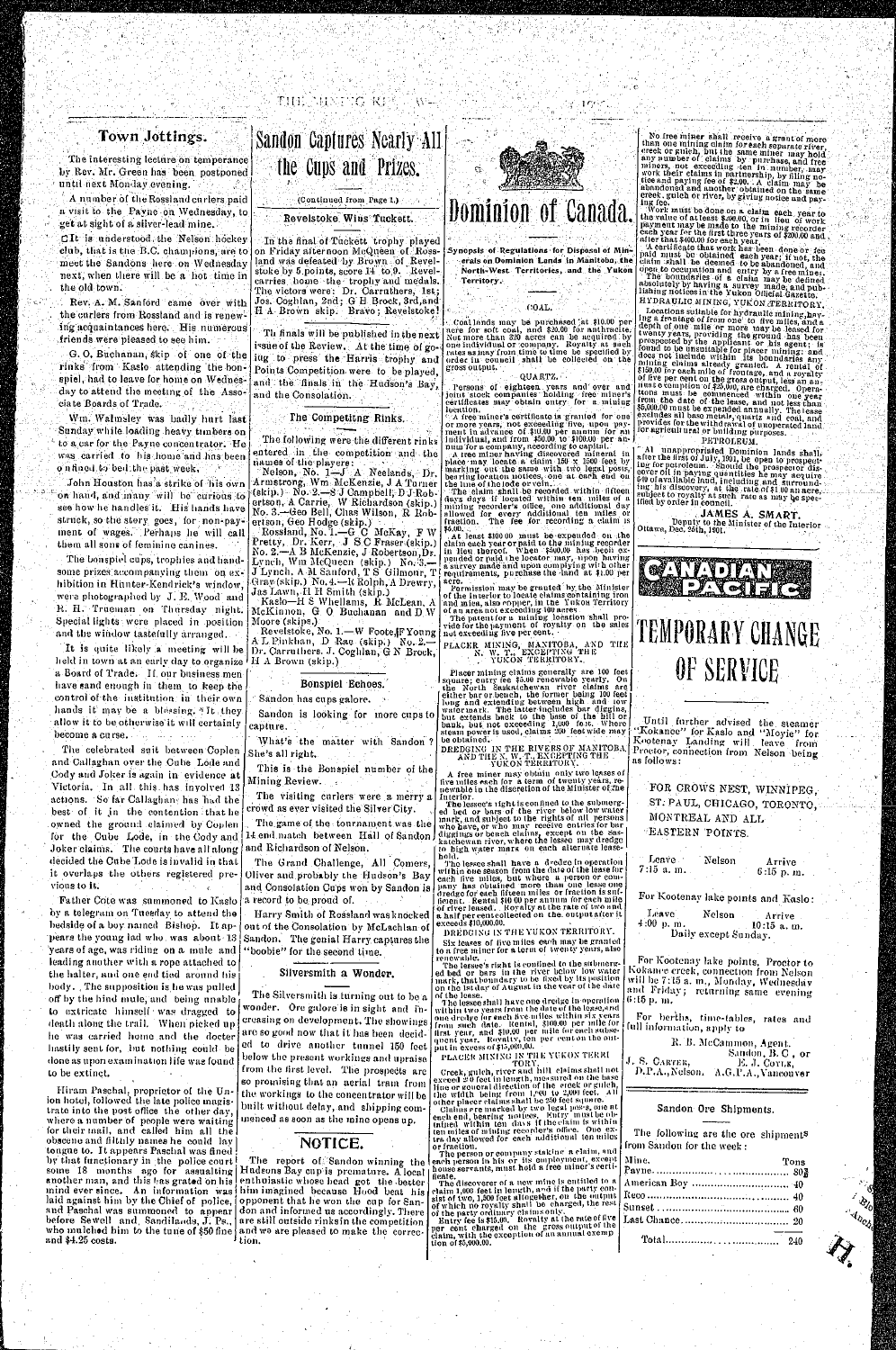## Town Jottings.

The interesting lecture on temperance by Rev. Mr. Green has been postponed until next Monday evening.

A number of the Rossland curlers paid a visit to the Payne on Wednesday, to get at sight of a silver-lead mine.

It is understood the Nelson hockey club, that is the B.C. champions, are to meet the Sandons here on Wednesday next, when there will be a hot time in the old town.

Rev. A. M. Sanford came over with the curlers from Rossland and is renewing acquaintances here. His numerous friends were pleased to see him.

G. O. Buchanan, skip of one of the rinks from Kaslo attending the bonspiel, had to leave for home on Wednesday to attend the meeting of the Associate Boards of Trade.

Wm. Walmsley was badly hurt last Sunday while loading heavy timbers on to a car for the Payne concentrator. He was carried to his home and has been confined to bed the past week.

John Houston has a strike of his own on hand, and many will be curious to see how he handles it. His hands have struck, so the story goes, for non-payment of wages. Perhaps he will call them all sons of feminine canines.

The bonspiel cups, trophies and handsome prizes accompanying them on exhibition in Hunter-Kendrick's window, were photographed by J. E. Wood and R. H. Trueman on Thursday night. Special lights were placed in position and the window tastefully arranged.

It is quite likely a meeting will be held in town at an early day to organize a Board of Trade. If our business men have sand enough in them to keep the control of the institution in their own hands it may be a blessing. If they allow it to be otherwise it will certainly become a curse.

The celebrated suit between Coplen and Callaghan over the Cube Lode and Cody and Joker is again in evidence at Victoria. In all this has involved 13 actions. So far Callaghan has had the best of it in the contention that he owned the ground claimed by Coplen for the Cube Lode, in the Cody and Joker claims. The courts have all along decided the Cube Lode is invalid in that it overlaps the others registered previous to it.

Father Cote was summoned to Kaslo by a telegram on Tuesday to attend the bedside of a boy named Bishop. It appears the young lad who was about 13 years of age, was riding on a mule and leading another with a rope attached to the halter, and one end tied around his body. The supposition is he was pulled off by the hind mule, and being unable to extricate himself was dragged to death along the trail. When picked up he was carried home and the doctor hastily sent for, but nothing could be done as upon examination life was found to be extinct.

Hiram Paschal, proprietor of the Union hotel, followed the late police magistrate into the post office the other day, where a number of people were waiting for their mail, and called him all the obscene and filthily names he could lay tongue to. It appears Paschal was fined by that functionary in the police court some 18 months ago for assaulting another man, and this has grated on his mind ever since. An information was laid against him by the Chief of police, and Paschal was summoned to appear before Sewell and Sandilands, J. Ps., who mulched him to the tune of $50 fine and $4.25 costs.

# Sandon Captures Nearly All the Cups and Prizes.

(Continued from Page 1.)

### Revelstoke Wins Tuckett.

In the final of Tuckett trophy played on Friday afternoon McQueen of Rossland was defeated by Brown of Revelstoke by 5 points, score 14 to 9. Revelstoke carries home the trophy and medals. The victors were: Dr. Carruthers, 1st; Jos. Coghlan, 2nd; G H Brock, 3rd, and H A Brown skip. Bravo; Revelstoke!

The finals will be published in the next issue of the Review. At the time of going to press the Harris trophy and Points Competition were to be played, and the finals in the Hudson's Bay, and the Consolation.

### The Competitng Rinks.

The following were the different rinks entered in the competition and the names of the players:

Nelson, No. 1—J A Neelands, Dr. Armstrong, Wm McKenzie, J A Turner (skip.) No. 2—S J Campbell, D J Robertson, A Carrie, W Richardson (skip.) No. 3—Geo Bell, Chas Wilson, R Robertson, Geo Hodge (skip.)

Rossland, No. 1—G C McKay, F W Pretty, Dr. Kerr, J S C Fraser (skip.) No. 2—A B McKenzie, J Robertson, Dr. Lynch, Wm McQueen (skip.) No. 3—J Lynch, A M Sanford, T S Gilmour, T Gray (skip.) No. 4—R Kolph, A Drewry, Jas Lawn, H H Smith (skip.)

Kaslo—H S Whellams, R McLean, A McKinnon, G O Buchanan and D W Moore (skips.)

Revelstoke, No. 1—W Foote, F Young A L Pinkham, D Rae (skip.) No. 2—Dr. Carruthers, J. Coghlan, G N Brock, H A Brown (skip.)

### Bonspiel Echoes.

Sandon has cups galore.

Sandon is looking for more cups to capture.

What's the matter with Sandon? She's all right.

This is the Bonspiel number of the Mining Review.

The visiting curlers were a merry a crowd as ever visited the Silver City.

The game of the tournament was the 14 end match between Hall of Sandon and Richardson of Nelson.

The Grand Challenge, All Comers, Oliver and probably the Hudson's Bay and Consolation Cups won by Sandon is a record to be proud of.

Harry Smith of Rossland was knocked out of the Consolation by McLachlan of Sandon. The genial Harry captures the "boobie" for the second time.

### Silversmith a Wonder.

The Silversmith is turning out to be a wonder. Ore galore is in sight and increasing on development. The showings are so good now that it has been decided to drive another tunnel 150 feet below the present workings and upraise from the first level. The prospects are so promising that an aerial tram from the workings to the concentrator will be built without delay, and shipping commenced as soon as the mine opens up.

### NOTICE.

The report of Sandon winning the Hudsons Bay cup is premature. A local enthusiastic whose head got the better him imagined because Hood beat his opponent that he won the cup for Sandon and informed us accordingly. There are still outside rinks in the competition and we are pleased to make the correction.

# Dominion of Canada.

Synopsis of Regulations for Disposal of Minerals on Dominion Lands in Manitoba, the North-West Territories, and the Yukon Territory.

#### COAL.

Coal lands may be purchased at $10.00 per acre for soft coal, and $20.00 for anthracite. Not more than 320 acres can be acquired by one individual or company. Royalty at such rates as may from time to time be specified by order in council shall be collected on the gross output.

#### QUARTZ.

Persons of eighteen years and over and joint stock companies holding free miner's certificates may obtain entry for a mining location.

A free miner's certificate is granted for one or more years, not exceeding five, upon payment in advance of $10.00 per annum for an individual, and from $50.00 to $100.00 per annum for a company, according to capital.

A free miner having discovered mineral in place may locate a claim 1500 x 1500 feet by marking out the same with two legal posts, bearing location notices, one at each end on the line of the lode or vein.

The claim shall be recorded within fifteen days if located within ten miles of a mining recorder's office, one additional day allowed for every additional ten miles or fraction. The fee for recording a claim is $5.00.

At least $100.00 must be expended on the claim each year or paid to the mining recorder in lieu thereof. When $500.00 has been expended or paid the locator may, upon having a survey made and upon complying with other requirements, purchase the land at $1.00 per acre.

Permission may be granted by the Minister of the Interior to locate claims containing iron and mica, also copper, in the Yukon Territory of an area not exceeding 160 acres.

The patent for a mining location shall provide for the payment of royalty on the sales not exceeding five per cent.

PLACER MINING, MANITOBA, AND THE N. W. T., EXCEPTING THE YUKON TERRITORY.

Placer mining claims generally are 100 feet square; entry fee $5.00 renewable yearly. On the North Saskatchewan river claims are either bar or bench, the former being 100 feet long and extending between high and low water mark. The latter includes bar diggings, but extends back to the base of the hill or bank, but not exceeding 1,000 feet. Where steam power is used, claims 200 feet wide may be obtained.

DREDGING IN THE RIVERS OF MANITOBA AND THE N. W. T., EXCEPTING THE YUKON TERRITORY.

A free miner may obtain only two leases of five miles each for a term of twenty years, renewable in the discretion of the Minister of the Interior.

The lessee's right is confined to the submerged bed or bars of the river below low water mark, and subject to the rights of all persons who have, or who may receive entries for bar diggings or bench claims, except on the Saskatchewan river, where the lessee may dredge to high water mark on each alternate leasehold.

The lessee shall have a dredge in operation within one season from the date of the lease for each five miles, but where a person or company has obtained more than one lease one dredge for each fifteen miles or fraction is sufficient. Rental $10.00 per annum for each mile of river leased. Royalty at the rate of two and a half per cent collected on the output after it exceeds $10,000.00.

DREDGING IN THE YUKON TERRITORY.

Six leases of five miles each may be granted to a free miner for a term of twenty years, also renewable.

The lessee's right is confined to the submerged bed or bars in the river below low water mark, that boundary to be fixed by its position on the 1st day of August in the year of the date of the lease.

The lessee shall have one dredge in operation within two years from the date of the lease, and one dredge for each five miles within six years from such date. Rental, $100.00 per mile for first year, and $10.00 per mile for each subsequent year. Royalty, ten per cent on the output in excess of $15,000.00.

PLACER MINING IN THE YUKON TERRITORY.

Creek, gulch, river and hill claims shall not exceed 250 feet in length, measured on the base line or general direction of the creek or gulch, the width being from 1,000 to 2,000 feet. All other placer claims shall be 250 feet square.

Claims are marked by two legal posts, one at each end, bearing notices. Entry must be obtained within ten days if the claim is within ten miles of mining recorder's office. One extra day allowed for each additional ten miles or fraction.

The person or company staking a claim, and each person in his or its employment, except house servants, must hold a free miner's certificate.

The discoverer of a new mine is entitled to a claim 1,000 feet in length, and if the party consist of two, 1,500 feet altogether, on the output of which no royalty shall be charged, the rest of the party ordinary claims only.

Entry fee is $15.00. Royalty at the rate of five per cent charged on the gross output of the claim, with the exception of an annual exemption of $5,000.00.

No free miner shall receive a grant of more than one mining claim for each separate river, creek or gulch, but the same miner may hold any number of claims by purchase, and free miners, not exceeding ten in number, may work their claims in partnership, by filing notice and paying fee of $2.00. A claim may be abandoned and another obtained on the same creek, gulch or river, by giving notice and paying fee.

Work must be done on a claim each year to the value of at least $200.00, or in lieu of work payment may be made to the mining recorder each year for the first three years of $200.00 and after that $400.00 for each year.

A certificate that work has been done or fee paid must be obtained each year; if not, the claim shall be deemed to be abandoned, and open to occupation and entry by a free miner.

The boundaries of a claim may be defined absolutely by having a survey made, and publishing notices in the Yukon Official Gazette.

HYDRAULIC MINING, YUKON TERRITORY.

Locations suitable for hydraulic mining, having a frontage of from one to five miles, and a depth of one mile or more may be leased for twenty years, providing the ground has been prospected by the applicant or his agent; is found to be unsuitable for placer mining; and does not include within its boundaries any mining claims already granted. A rental of $150.00 for each mile of frontage, and a royalty of five per cent on the gross output, less an annual exemption of $25,000, are charged. Operations must be commenced within one year from the date of the lease, and not less than $5,000.00 must be expended annually. The lease excludes all base metals, quartz and coal, and provides for the withdrawal of unoperated land for agricultural or building purposes.

PETROLEUM.

All unappropriated Dominion lands shall, after the first of July, 1901, be open to prospecting for petroleum. Should the prospector discover oil in paying quantities he may acquire 640 of available land, including and surrounding his discovery, at the rate of $1.00 an acre, subject to royalty at such rate as may be specified by order in council.

JAMES A. SMART.
Deputy to the Minister of the Interior
Ottawa, Dec. 26th, 1901.

# CANADIAN PACIFIC

# TEMPORARY CHANGE OF SERVICE

Until further advised the steamer "Kokanee" for Kaslo and "Moyie" for Kootenay Landing will leave from Proctor, connection from Nelson being as follows:

FOR CROWS NEST, WINNIPEG, ST. PAUL, CHICAGO, TORONTO, MONTREAL AND ALL EASTERN POINTS.

| Leave | Nelson | Arrive |
|---|---|---|
| 7:15 a. m. | | 6:15 p. m. |

For Kootenay lake points and Kaslo:

| Leave | Nelson | Arrive |
|---|---|---|
| 4:00 p. m. | | 10:15 a. m. |

Daily except Sunday.

For Kootenay lake points, Proctor to Kokanee creek, connection from Nelson will be 7:15 a. m., Monday, Wednesday and Friday; returning same evening 6:15 p. m.

For berths, time-tables, rates and full information, apply to

R. B. McCammon, Agent,
Sandon, B. C., or
J. S. Carter, D.P.A., Nelson. E. J. Coyle, A.G.P.A., Vancouver

## Sandon Ore Shipments.

The following are the ore shipments from Sandon for the week:

| Mine. | Tons |
|---|---|
| Payne | 80 |
| American Boy | 40 |
| Reco | 40 |
| Sunset | 60 |
| Last Chance | 20 |
| Total | 240 |